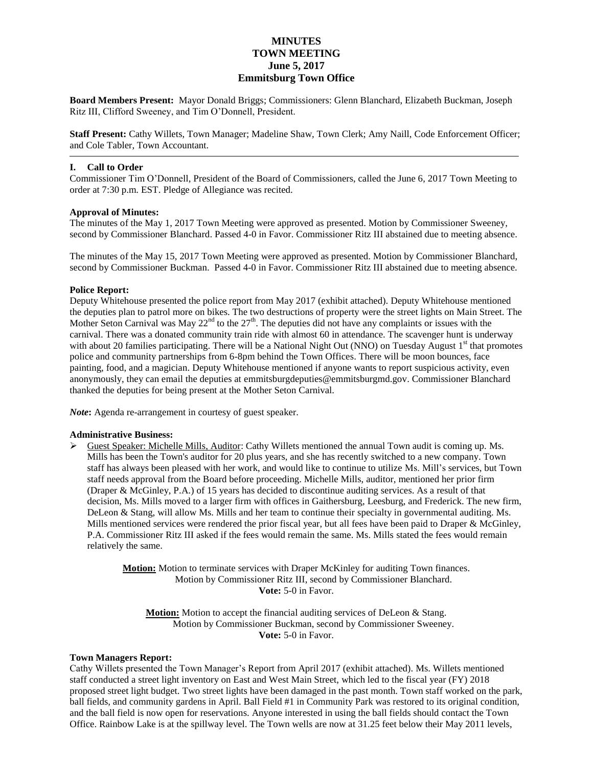# MINUTES
# TOWN MEETING
# June 5, 2017
# Emmitsburg Town Office

**Board Members Present:** Mayor Donald Briggs; Commissioners: Glenn Blanchard, Elizabeth Buckman, Joseph Ritz III, Clifford Sweeney, and Tim O'Donnell, President.

**Staff Present:** Cathy Willets, Town Manager; Madeline Shaw, Town Clerk; Amy Naill, Code Enforcement Officer; and Cole Tabler, Town Accountant.

---

### I. Call to Order

Commissioner Tim O'Donnell, President of the Board of Commissioners, called the June 6, 2017 Town Meeting to order at 7:30 p.m. EST. Pledge of Allegiance was recited.

**Approval of Minutes:**

The minutes of the May 1, 2017 Town Meeting were approved as presented. Motion by Commissioner Sweeney, second by Commissioner Blanchard. Passed 4-0 in Favor. Commissioner Ritz III abstained due to meeting absence.

The minutes of the May 15, 2017 Town Meeting were approved as presented. Motion by Commissioner Blanchard, second by Commissioner Buckman. Passed 4-0 in Favor. Commissioner Ritz III abstained due to meeting absence.

**Police Report:**

Deputy Whitehouse presented the police report from May 2017 (exhibit attached). Deputy Whitehouse mentioned the deputies plan to patrol more on bikes. The two destructions of property were the street lights on Main Street. The Mother Seton Carnival was May 22nd to the 27th. The deputies did not have any complaints or issues with the carnival. There was a donated community train ride with almost 60 in attendance. The scavenger hunt is underway with about 20 families participating. There will be a National Night Out (NNO) on Tuesday August 1st that promotes police and community partnerships from 6-8pm behind the Town Offices. There will be moon bounces, face painting, food, and a magician. Deputy Whitehouse mentioned if anyone wants to report suspicious activity, even anonymously, they can email the deputies at emmitsburgdeputies@emmitsburgmd.gov. Commissioner Blanchard thanked the deputies for being present at the Mother Seton Carnival.

***Note*:** Agenda re-arrangement in courtesy of guest speaker.

**Administrative Business:**

- Guest Speaker: Michelle Mills, Auditor: Cathy Willets mentioned the annual Town audit is coming up. Ms. Mills has been the Town's auditor for 20 plus years, and she has recently switched to a new company. Town staff has always been pleased with her work, and would like to continue to utilize Ms. Mill's services, but Town staff needs approval from the Board before proceeding. Michelle Mills, auditor, mentioned her prior firm (Draper & McGinley, P.A.) of 15 years has decided to discontinue auditing services. As a result of that decision, Ms. Mills moved to a larger firm with offices in Gaithersburg, Leesburg, and Frederick. The new firm, DeLeon & Stang, will allow Ms. Mills and her team to continue their specialty in governmental auditing. Ms. Mills mentioned services were rendered the prior fiscal year, but all fees have been paid to Draper & McGinley, P.A. Commissioner Ritz III asked if the fees would remain the same. Ms. Mills stated the fees would remain relatively the same.

  **Motion:** Motion to terminate services with Draper McKinley for auditing Town finances.
  Motion by Commissioner Ritz III, second by Commissioner Blanchard.
  **Vote:** 5-0 in Favor.

  **Motion:** Motion to accept the financial auditing services of DeLeon & Stang.
  Motion by Commissioner Buckman, second by Commissioner Sweeney.
  **Vote:** 5-0 in Favor.

**Town Managers Report:**

Cathy Willets presented the Town Manager's Report from April 2017 (exhibit attached). Ms. Willets mentioned staff conducted a street light inventory on East and West Main Street, which led to the fiscal year (FY) 2018 proposed street light budget. Two street lights have been damaged in the past month. Town staff worked on the park, ball fields, and community gardens in April. Ball Field #1 in Community Park was restored to its original condition, and the ball field is now open for reservations. Anyone interested in using the ball fields should contact the Town Office. Rainbow Lake is at the spillway level. The Town wells are now at 31.25 feet below their May 2011 levels,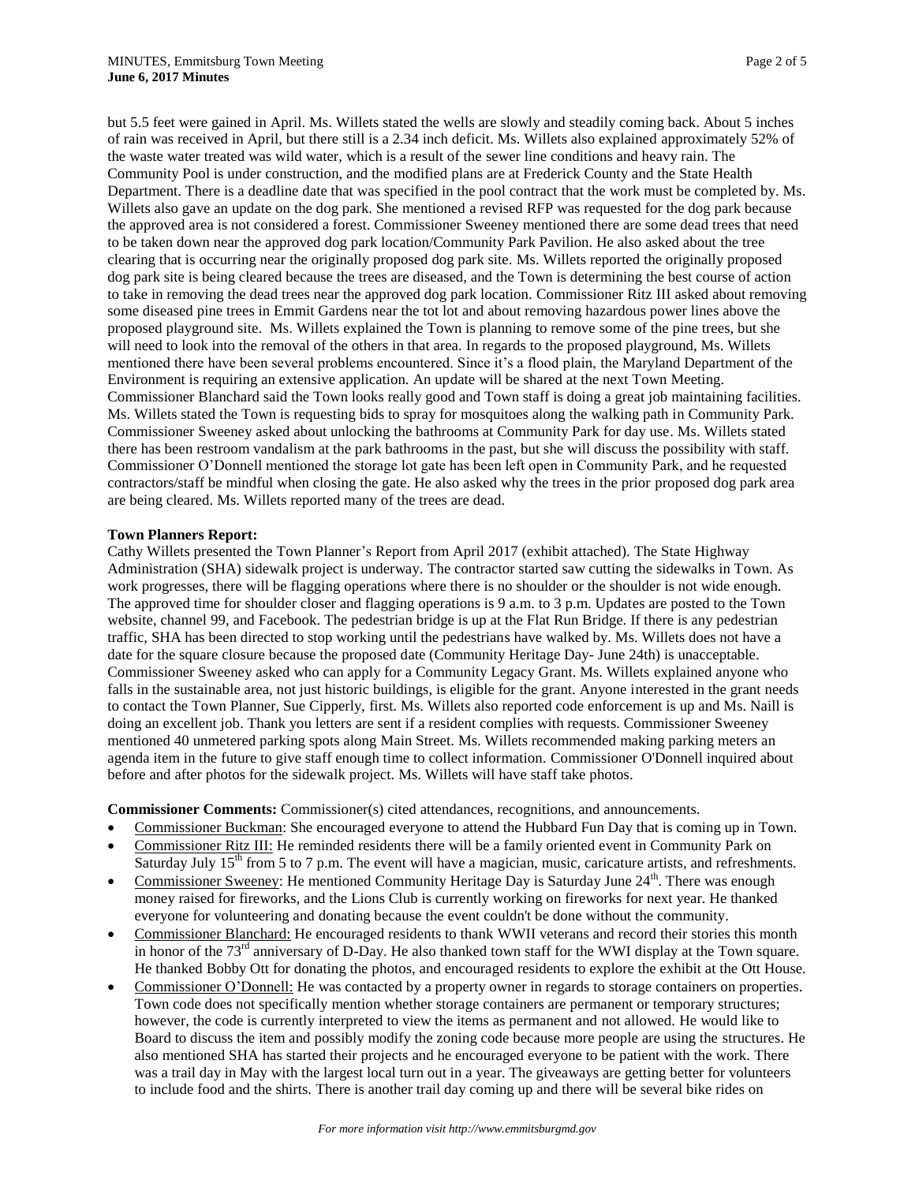but 5.5 feet were gained in April. Ms. Willets stated the wells are slowly and steadily coming back. About 5 inches of rain was received in April, but there still is a 2.34 inch deficit. Ms. Willets also explained approximately 52% of the waste water treated was wild water, which is a result of the sewer line conditions and heavy rain. The Community Pool is under construction, and the modified plans are at Frederick County and the State Health Department. There is a deadline date that was specified in the pool contract that the work must be completed by. Ms. Willets also gave an update on the dog park. She mentioned a revised RFP was requested for the dog park because the approved area is not considered a forest. Commissioner Sweeney mentioned there are some dead trees that need to be taken down near the approved dog park location/Community Park Pavilion. He also asked about the tree clearing that is occurring near the originally proposed dog park site. Ms. Willets reported the originally proposed dog park site is being cleared because the trees are diseased, and the Town is determining the best course of action to take in removing the dead trees near the approved dog park location. Commissioner Ritz III asked about removing some diseased pine trees in Emmit Gardens near the tot lot and about removing hazardous power lines above the proposed playground site. Ms. Willets explained the Town is planning to remove some of the pine trees, but she will need to look into the removal of the others in that area. In regards to the proposed playground, Ms. Willets mentioned there have been several problems encountered. Since it's a flood plain, the Maryland Department of the Environment is requiring an extensive application. An update will be shared at the next Town Meeting. Commissioner Blanchard said the Town looks really good and Town staff is doing a great job maintaining facilities. Ms. Willets stated the Town is requesting bids to spray for mosquitoes along the walking path in Community Park. Commissioner Sweeney asked about unlocking the bathrooms at Community Park for day use. Ms. Willets stated there has been restroom vandalism at the park bathrooms in the past, but she will discuss the possibility with staff. Commissioner O'Donnell mentioned the storage lot gate has been left open in Community Park, and he requested contractors/staff be mindful when closing the gate. He also asked why the trees in the prior proposed dog park area are being cleared. Ms. Willets reported many of the trees are dead.

**Town Planners Report:**
Cathy Willets presented the Town Planner's Report from April 2017 (exhibit attached). The State Highway Administration (SHA) sidewalk project is underway. The contractor started saw cutting the sidewalks in Town. As work progresses, there will be flagging operations where there is no shoulder or the shoulder is not wide enough. The approved time for shoulder closer and flagging operations is 9 a.m. to 3 p.m. Updates are posted to the Town website, channel 99, and Facebook. The pedestrian bridge is up at the Flat Run Bridge. If there is any pedestrian traffic, SHA has been directed to stop working until the pedestrians have walked by. Ms. Willets does not have a date for the square closure because the proposed date (Community Heritage Day- June 24th) is unacceptable. Commissioner Sweeney asked who can apply for a Community Legacy Grant. Ms. Willets explained anyone who falls in the sustainable area, not just historic buildings, is eligible for the grant. Anyone interested in the grant needs to contact the Town Planner, Sue Cipperly, first. Ms. Willets also reported code enforcement is up and Ms. Naill is doing an excellent job. Thank you letters are sent if a resident complies with requests. Commissioner Sweeney mentioned 40 unmetered parking spots along Main Street. Ms. Willets recommended making parking meters an agenda item in the future to give staff enough time to collect information. Commissioner O'Donnell inquired about before and after photos for the sidewalk project. Ms. Willets will have staff take photos.

**Commissioner Comments:** Commissioner(s) cited attendances, recognitions, and announcements.

- Commissioner Buckman: She encouraged everyone to attend the Hubbard Fun Day that is coming up in Town.
- Commissioner Ritz III: He reminded residents there will be a family oriented event in Community Park on Saturday July 15th from 5 to 7 p.m. The event will have a magician, music, caricature artists, and refreshments.
- Commissioner Sweeney: He mentioned Community Heritage Day is Saturday June 24th. There was enough money raised for fireworks, and the Lions Club is currently working on fireworks for next year. He thanked everyone for volunteering and donating because the event couldn't be done without the community.
- Commissioner Blanchard: He encouraged residents to thank WWII veterans and record their stories this month in honor of the 73rd anniversary of D-Day. He also thanked town staff for the WWI display at the Town square. He thanked Bobby Ott for donating the photos, and encouraged residents to explore the exhibit at the Ott House.
- Commissioner O'Donnell: He was contacted by a property owner in regards to storage containers on properties. Town code does not specifically mention whether storage containers are permanent or temporary structures; however, the code is currently interpreted to view the items as permanent and not allowed. He would like to Board to discuss the item and possibly modify the zoning code because more people are using the structures. He also mentioned SHA has started their projects and he encouraged everyone to be patient with the work. There was a trail day in May with the largest local turn out in a year. The giveaways are getting better for volunteers to include food and the shirts. There is another trail day coming up and there will be several bike rides on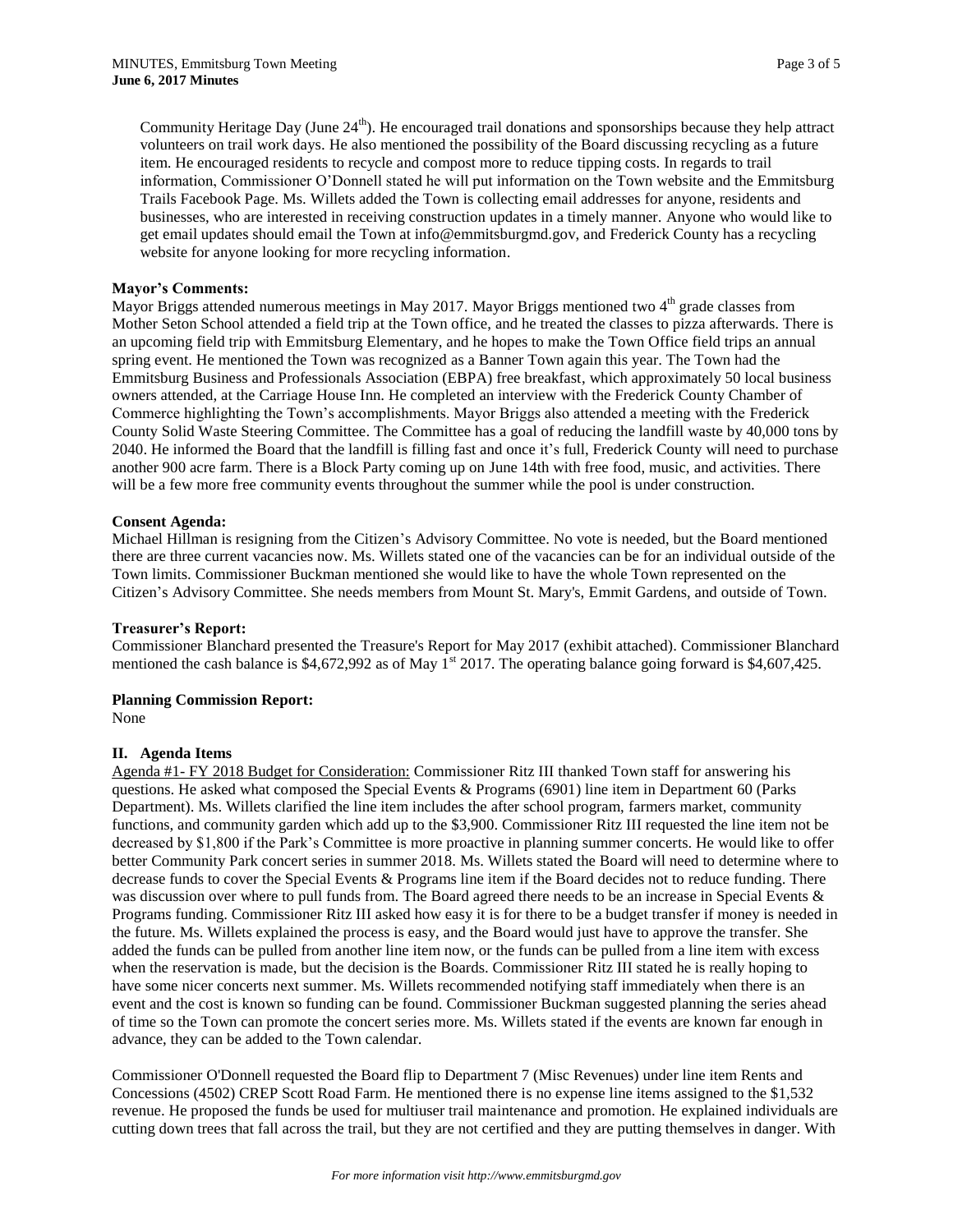Community Heritage Day (June 24th). He encouraged trail donations and sponsorships because they help attract volunteers on trail work days. He also mentioned the possibility of the Board discussing recycling as a future item. He encouraged residents to recycle and compost more to reduce tipping costs. In regards to trail information, Commissioner O'Donnell stated he will put information on the Town website and the Emmitsburg Trails Facebook Page. Ms. Willets added the Town is collecting email addresses for anyone, residents and businesses, who are interested in receiving construction updates in a timely manner. Anyone who would like to get email updates should email the Town at info@emmitsburgmd.gov, and Frederick County has a recycling website for anyone looking for more recycling information.

**Mayor's Comments:**
Mayor Briggs attended numerous meetings in May 2017. Mayor Briggs mentioned two 4th grade classes from Mother Seton School attended a field trip at the Town office, and he treated the classes to pizza afterwards. There is an upcoming field trip with Emmitsburg Elementary, and he hopes to make the Town Office field trips an annual spring event. He mentioned the Town was recognized as a Banner Town again this year. The Town had the Emmitsburg Business and Professionals Association (EBPA) free breakfast, which approximately 50 local business owners attended, at the Carriage House Inn. He completed an interview with the Frederick County Chamber of Commerce highlighting the Town's accomplishments. Mayor Briggs also attended a meeting with the Frederick County Solid Waste Steering Committee. The Committee has a goal of reducing the landfill waste by 40,000 tons by 2040. He informed the Board that the landfill is filling fast and once it's full, Frederick County will need to purchase another 900 acre farm. There is a Block Party coming up on June 14th with free food, music, and activities. There will be a few more free community events throughout the summer while the pool is under construction.

**Consent Agenda:**
Michael Hillman is resigning from the Citizen's Advisory Committee. No vote is needed, but the Board mentioned there are three current vacancies now. Ms. Willets stated one of the vacancies can be for an individual outside of the Town limits. Commissioner Buckman mentioned she would like to have the whole Town represented on the Citizen's Advisory Committee. She needs members from Mount St. Mary's, Emmit Gardens, and outside of Town.

**Treasurer's Report:**
Commissioner Blanchard presented the Treasure's Report for May 2017 (exhibit attached). Commissioner Blanchard mentioned the cash balance is $4,672,992 as of May 1st 2017. The operating balance going forward is $4,607,425.

**Planning Commission Report:**
None

## II. Agenda Items

Agenda #1- FY 2018 Budget for Consideration: Commissioner Ritz III thanked Town staff for answering his questions. He asked what composed the Special Events & Programs (6901) line item in Department 60 (Parks Department). Ms. Willets clarified the line item includes the after school program, farmers market, community functions, and community garden which add up to the $3,900. Commissioner Ritz III requested the line item not be decreased by $1,800 if the Park's Committee is more proactive in planning summer concerts. He would like to offer better Community Park concert series in summer 2018. Ms. Willets stated the Board will need to determine where to decrease funds to cover the Special Events & Programs line item if the Board decides not to reduce funding. There was discussion over where to pull funds from. The Board agreed there needs to be an increase in Special Events & Programs funding. Commissioner Ritz III asked how easy it is for there to be a budget transfer if money is needed in the future. Ms. Willets explained the process is easy, and the Board would just have to approve the transfer. She added the funds can be pulled from another line item now, or the funds can be pulled from a line item with excess when the reservation is made, but the decision is the Boards. Commissioner Ritz III stated he is really hoping to have some nicer concerts next summer. Ms. Willets recommended notifying staff immediately when there is an event and the cost is known so funding can be found. Commissioner Buckman suggested planning the series ahead of time so the Town can promote the concert series more. Ms. Willets stated if the events are known far enough in advance, they can be added to the Town calendar.

Commissioner O'Donnell requested the Board flip to Department 7 (Misc Revenues) under line item Rents and Concessions (4502) CREP Scott Road Farm. He mentioned there is no expense line items assigned to the $1,532 revenue. He proposed the funds be used for multiuser trail maintenance and promotion. He explained individuals are cutting down trees that fall across the trail, but they are not certified and they are putting themselves in danger. With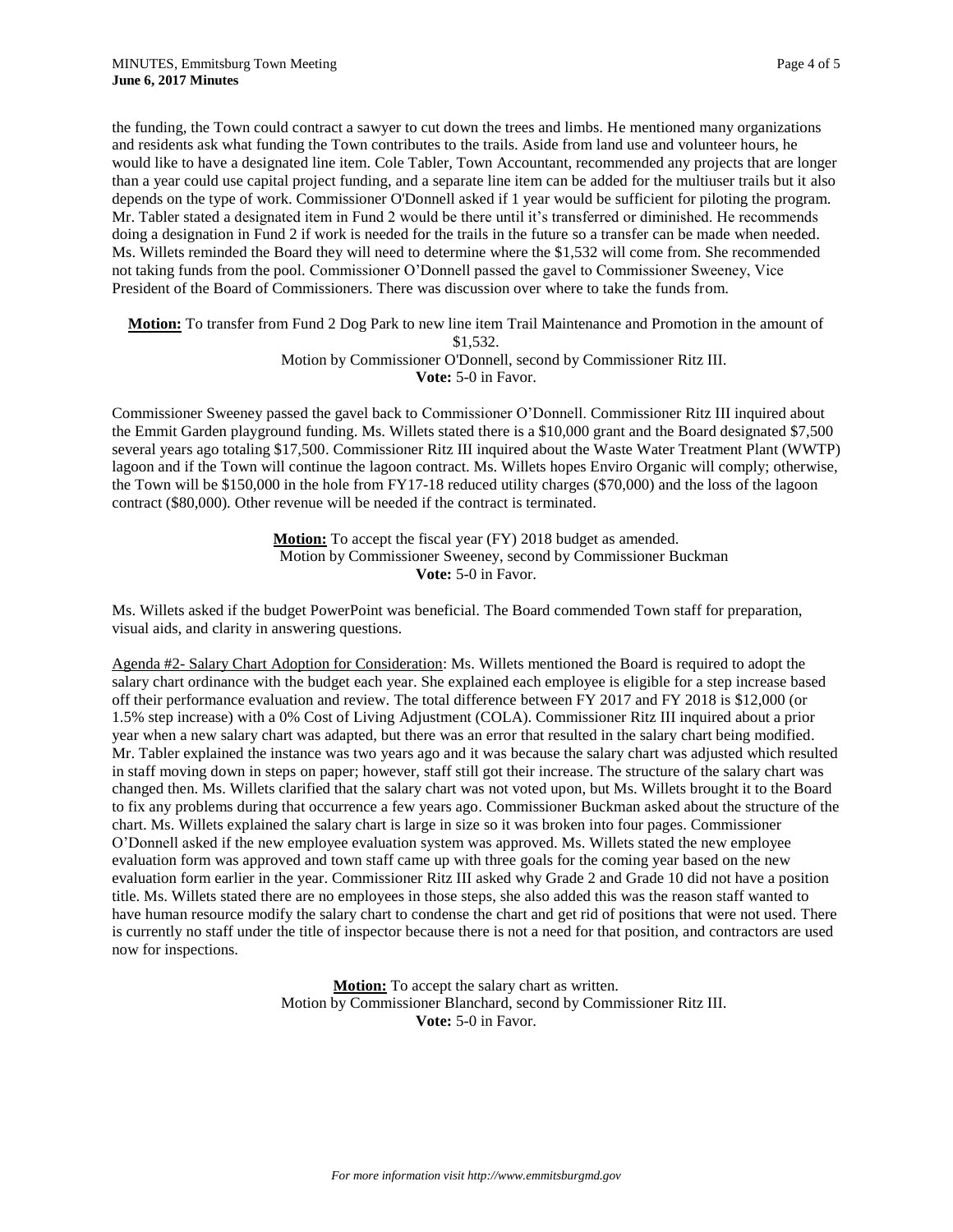the funding, the Town could contract a sawyer to cut down the trees and limbs. He mentioned many organizations and residents ask what funding the Town contributes to the trails. Aside from land use and volunteer hours, he would like to have a designated line item. Cole Tabler, Town Accountant, recommended any projects that are longer than a year could use capital project funding, and a separate line item can be added for the multiuser trails but it also depends on the type of work. Commissioner O'Donnell asked if 1 year would be sufficient for piloting the program. Mr. Tabler stated a designated item in Fund 2 would be there until it's transferred or diminished. He recommends doing a designation in Fund 2 if work is needed for the trails in the future so a transfer can be made when needed. Ms. Willets reminded the Board they will need to determine where the $1,532 will come from. She recommended not taking funds from the pool. Commissioner O'Donnell passed the gavel to Commissioner Sweeney, Vice President of the Board of Commissioners. There was discussion over where to take the funds from.

**Motion:** To transfer from Fund 2 Dog Park to new line item Trail Maintenance and Promotion in the amount of $1,532.
Motion by Commissioner O'Donnell, second by Commissioner Ritz III.
**Vote:** 5-0 in Favor.

Commissioner Sweeney passed the gavel back to Commissioner O'Donnell. Commissioner Ritz III inquired about the Emmit Garden playground funding. Ms. Willets stated there is a $10,000 grant and the Board designated $7,500 several years ago totaling $17,500. Commissioner Ritz III inquired about the Waste Water Treatment Plant (WWTP) lagoon and if the Town will continue the lagoon contract. Ms. Willets hopes Enviro Organic will comply; otherwise, the Town will be $150,000 in the hole from FY17-18 reduced utility charges ($70,000) and the loss of the lagoon contract ($80,000). Other revenue will be needed if the contract is terminated.

**Motion:** To accept the fiscal year (FY) 2018 budget as amended.
Motion by Commissioner Sweeney, second by Commissioner Buckman
**Vote:** 5-0 in Favor.

Ms. Willets asked if the budget PowerPoint was beneficial. The Board commended Town staff for preparation, visual aids, and clarity in answering questions.

Agenda #2- Salary Chart Adoption for Consideration: Ms. Willets mentioned the Board is required to adopt the salary chart ordinance with the budget each year. She explained each employee is eligible for a step increase based off their performance evaluation and review. The total difference between FY 2017 and FY 2018 is $12,000 (or 1.5% step increase) with a 0% Cost of Living Adjustment (COLA). Commissioner Ritz III inquired about a prior year when a new salary chart was adapted, but there was an error that resulted in the salary chart being modified. Mr. Tabler explained the instance was two years ago and it was because the salary chart was adjusted which resulted in staff moving down in steps on paper; however, staff still got their increase. The structure of the salary chart was changed then. Ms. Willets clarified that the salary chart was not voted upon, but Ms. Willets brought it to the Board to fix any problems during that occurrence a few years ago. Commissioner Buckman asked about the structure of the chart. Ms. Willets explained the salary chart is large in size so it was broken into four pages. Commissioner O'Donnell asked if the new employee evaluation system was approved. Ms. Willets stated the new employee evaluation form was approved and town staff came up with three goals for the coming year based on the new evaluation form earlier in the year. Commissioner Ritz III asked why Grade 2 and Grade 10 did not have a position title. Ms. Willets stated there are no employees in those steps, she also added this was the reason staff wanted to have human resource modify the salary chart to condense the chart and get rid of positions that were not used. There is currently no staff under the title of inspector because there is not a need for that position, and contractors are used now for inspections.

**Motion:** To accept the salary chart as written.
Motion by Commissioner Blanchard, second by Commissioner Ritz III.
**Vote:** 5-0 in Favor.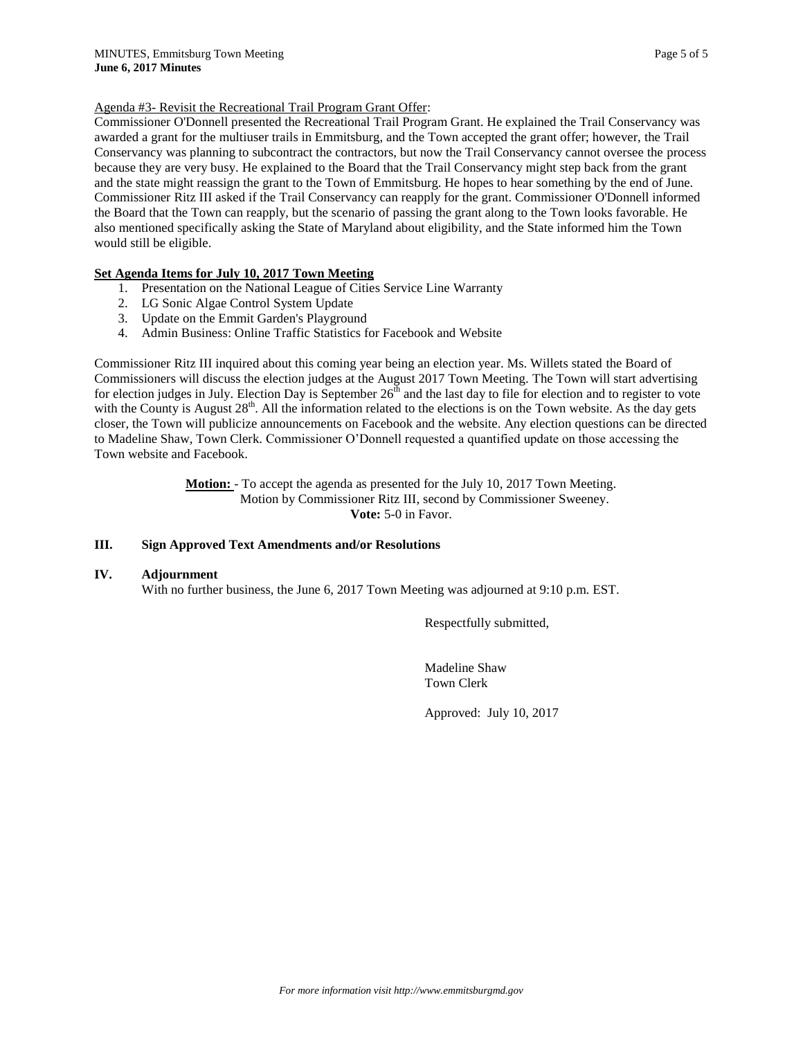Agenda #3- Revisit the Recreational Trail Program Grant Offer:

Commissioner O'Donnell presented the Recreational Trail Program Grant. He explained the Trail Conservancy was awarded a grant for the multiuser trails in Emmitsburg, and the Town accepted the grant offer; however, the Trail Conservancy was planning to subcontract the contractors, but now the Trail Conservancy cannot oversee the process because they are very busy. He explained to the Board that the Trail Conservancy might step back from the grant and the state might reassign the grant to the Town of Emmitsburg. He hopes to hear something by the end of June. Commissioner Ritz III asked if the Trail Conservancy can reapply for the grant. Commissioner O'Donnell informed the Board that the Town can reapply, but the scenario of passing the grant along to the Town looks favorable. He also mentioned specifically asking the State of Maryland about eligibility, and the State informed him the Town would still be eligible.

**Set Agenda Items for July 10, 2017 Town Meeting**

1. Presentation on the National League of Cities Service Line Warranty
2. LG Sonic Algae Control System Update
3. Update on the Emmit Garden's Playground
4. Admin Business: Online Traffic Statistics for Facebook and Website

Commissioner Ritz III inquired about this coming year being an election year. Ms. Willets stated the Board of Commissioners will discuss the election judges at the August 2017 Town Meeting. The Town will start advertising for election judges in July. Election Day is September 26th and the last day to file for election and to register to vote with the County is August 28th. All the information related to the elections is on the Town website. As the day gets closer, the Town will publicize announcements on Facebook and the website. Any election questions can be directed to Madeline Shaw, Town Clerk. Commissioner O'Donnell requested a quantified update on those accessing the Town website and Facebook.

**Motion:** - To accept the agenda as presented for the July 10, 2017 Town Meeting.
Motion by Commissioner Ritz III, second by Commissioner Sweeney.
**Vote:** 5-0 in Favor.

## III. Sign Approved Text Amendments and/or Resolutions

## IV. Adjournment

With no further business, the June 6, 2017 Town Meeting was adjourned at 9:10 p.m. EST.

Respectfully submitted,

Madeline Shaw
Town Clerk

Approved: July 10, 2017

*For more information visit http://www.emmitsburgmd.gov*